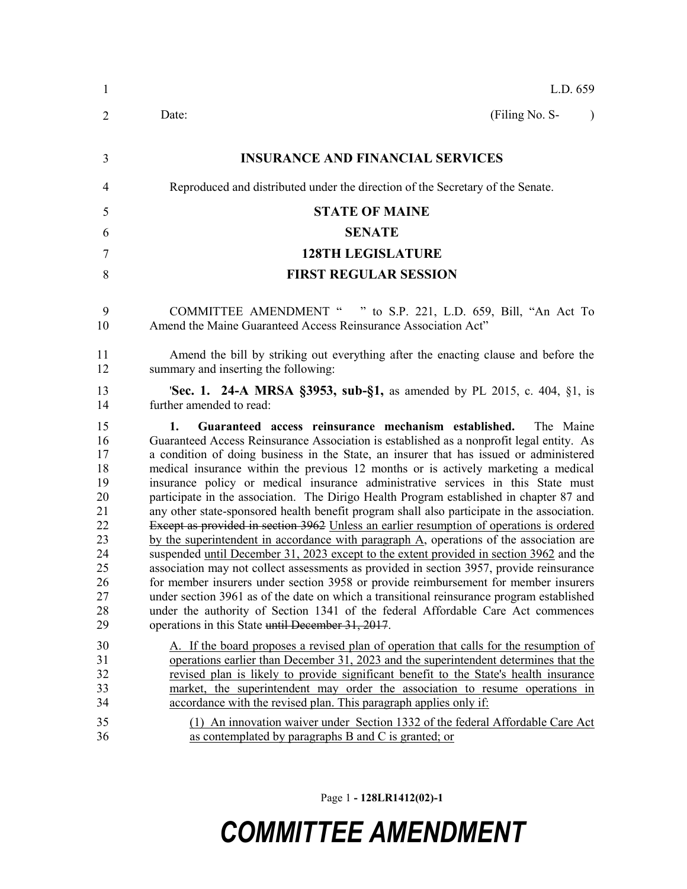L.D. 659

Date: (Filing No. S- )

**INSURANCE AND FINANCIAL SERVICES**

Reproduced and distributed under the direction of the Secretary of the Senate.

**STATE OF MAINE**

**SENATE**

**128TH LEGISLATURE**

**FIRST REGULAR SESSION**

COMMITTEE AMENDMENT " " to S.P. 221, L.D. 659, Bill, "An Act To Amend the Maine Guaranteed Access Reinsurance Association Act"

Amend the bill by striking out everything after the enacting clause and before the summary and inserting the following:

'**Sec. 1. 24-A MRSA §3953, sub-§1,** as amended by PL 2015, c. 404, §1, is further amended to read:

**1. Guaranteed access reinsurance mechanism established.** The Maine Guaranteed Access Reinsurance Association is established as a nonprofit legal entity. As a condition of doing business in the State, an insurer that has issued or administered medical insurance within the previous 12 months or is actively marketing a medical insurance policy or medical insurance administrative services in this State must participate in the association. The Dirigo Health Program established in chapter 87 and any other state-sponsored health benefit program shall also participate in the association. ~~Except as provided in section 3962~~ Unless an earlier resumption of operations is ordered by the superintendent in accordance with paragraph A, operations of the association are suspended until December 31, 2023 except to the extent provided in section 3962 and the association may not collect assessments as provided in section 3957, provide reinsurance for member insurers under section 3958 or provide reimbursement for member insurers under section 3961 as of the date on which a transitional reinsurance program established under the authority of Section 1341 of the federal Affordable Care Act commences operations in this State ~~until December 31, 2017~~.

A. If the board proposes a revised plan of operation that calls for the resumption of operations earlier than December 31, 2023 and the superintendent determines that the revised plan is likely to provide significant benefit to the State's health insurance market, the superintendent may order the association to resume operations in accordance with the revised plan. This paragraph applies only if:

(1) An innovation waiver under Section 1332 of the federal Affordable Care Act as contemplated by paragraphs B and C is granted; or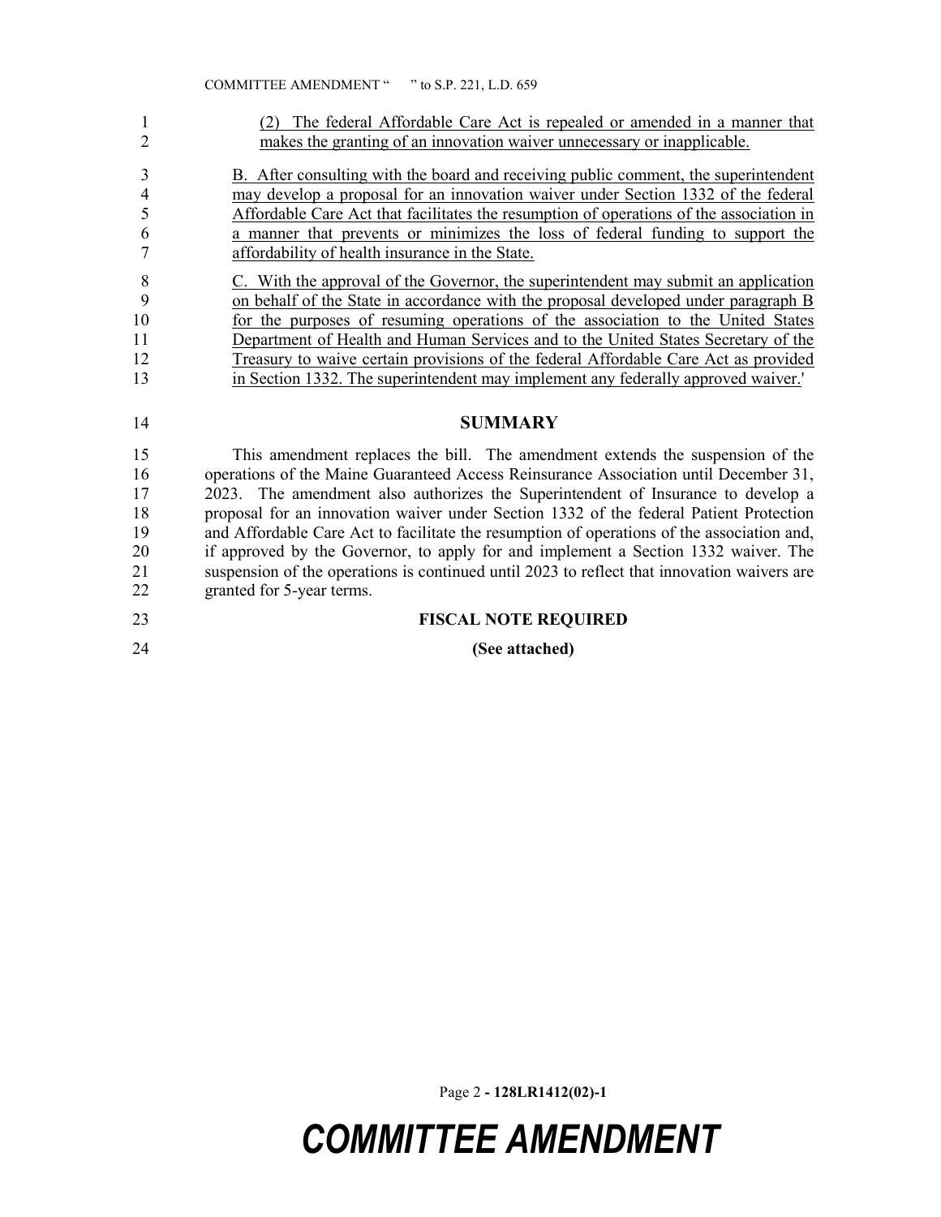(2) The federal Affordable Care Act is repealed or amended in a manner that makes the granting of an innovation waiver unnecessary or inapplicable.

B. After consulting with the board and receiving public comment, the superintendent may develop a proposal for an innovation waiver under Section 1332 of the federal Affordable Care Act that facilitates the resumption of operations of the association in a manner that prevents or minimizes the loss of federal funding to support the affordability of health insurance in the State.

C. With the approval of the Governor, the superintendent may submit an application on behalf of the State in accordance with the proposal developed under paragraph B for the purposes of resuming operations of the association to the United States Department of Health and Human Services and to the United States Secretary of the Treasury to waive certain provisions of the federal Affordable Care Act as provided in Section 1332. The superintendent may implement any federally approved waiver.'

## SUMMARY

This amendment replaces the bill. The amendment extends the suspension of the operations of the Maine Guaranteed Access Reinsurance Association until December 31, 2023. The amendment also authorizes the Superintendent of Insurance to develop a proposal for an innovation waiver under Section 1332 of the federal Patient Protection and Affordable Care Act to facilitate the resumption of operations of the association and, if approved by the Governor, to apply for and implement a Section 1332 waiver. The suspension of the operations is continued until 2023 to reflect that innovation waivers are granted for 5-year terms.

**FISCAL NOTE REQUIRED**

**(See attached)**